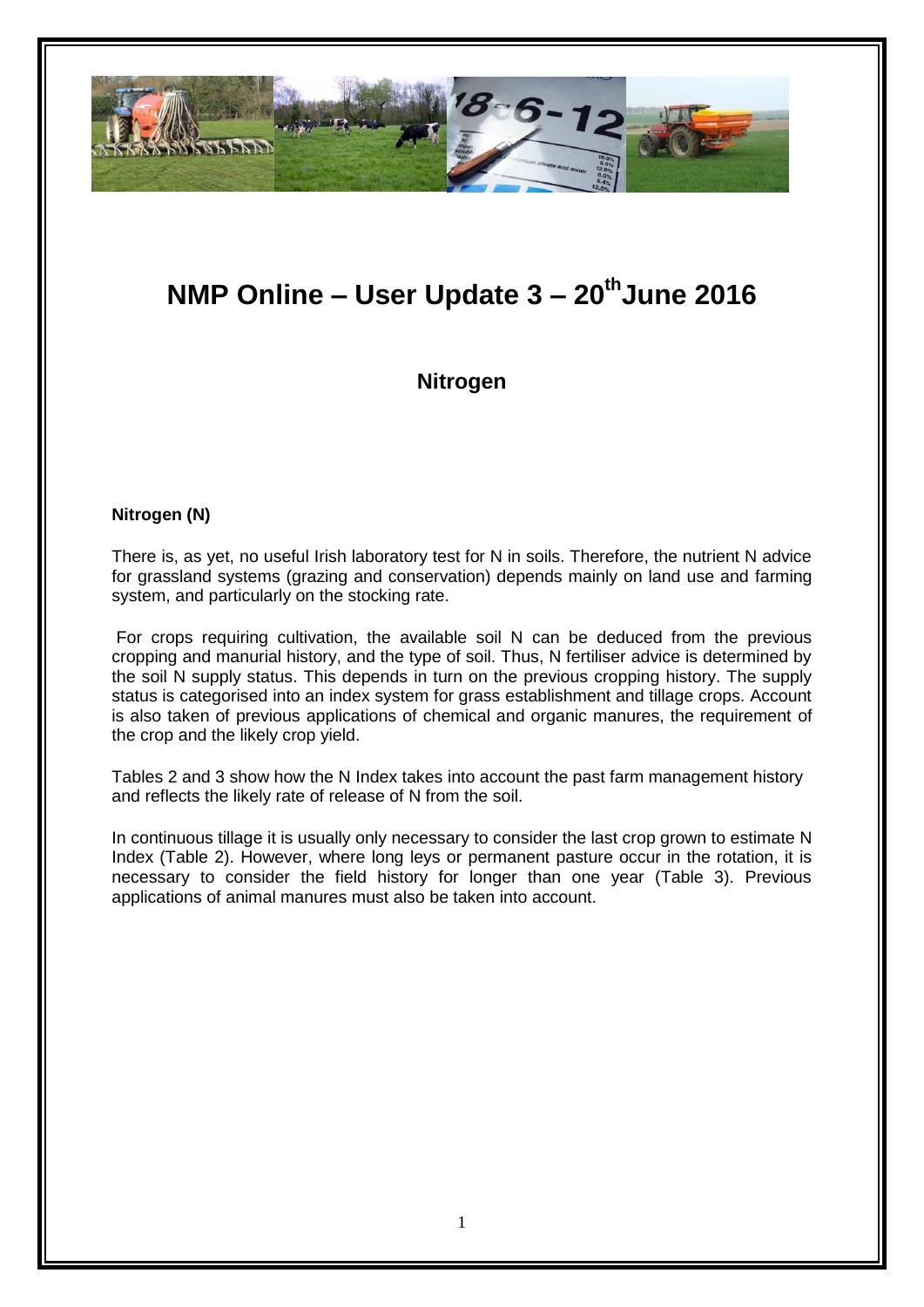# NMP Online – User Update 3 – 20th June 2016

## Nitrogen

### Nitrogen (N)

There is, as yet, no useful Irish laboratory test for N in soils. Therefore, the nutrient N advice for grassland systems (grazing and conservation) depends mainly on land use and farming system, and particularly on the stocking rate.

For crops requiring cultivation, the available soil N can be deduced from the previous cropping and manurial history, and the type of soil. Thus, N fertiliser advice is determined by the soil N supply status. This depends in turn on the previous cropping history. The supply status is categorised into an index system for grass establishment and tillage crops. Account is also taken of previous applications of chemical and organic manures, the requirement of the crop and the likely crop yield.

Tables 2 and 3 show how the N Index takes into account the past farm management history and reflects the likely rate of release of N from the soil.

In continuous tillage it is usually only necessary to consider the last crop grown to estimate N Index (Table 2). However, where long leys or permanent pasture occur in the rotation, it is necessary to consider the field history for longer than one year (Table 3). Previous applications of animal manures must also be taken into account.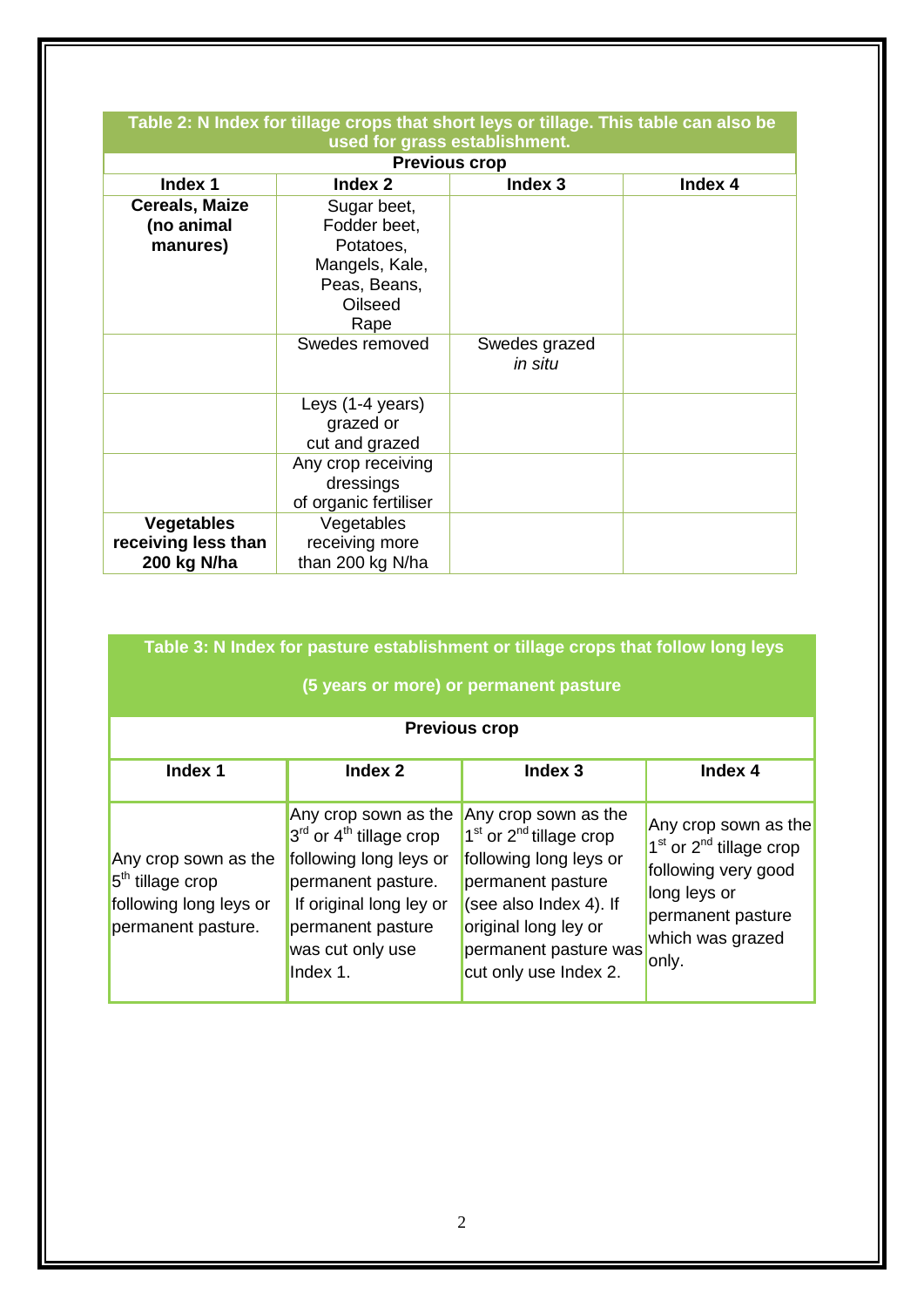| **Table 2: N Index for tillage crops that short leys or tillage. This table can also be used for grass establishment.** | | | |
|---|---|---|---|
| **Previous crop** | | | |
| **Index 1** | **Index 2** | **Index 3** | **Index 4** |
| **Cereals, Maize (no animal manures)** | Sugar beet, Fodder beet, Potatoes, Mangels, Kale, Peas, Beans, Oilseed Rape | | |
| | Swedes removed | Swedes grazed *in situ* | |
| | Leys (1-4 years) grazed or cut and grazed | | |
| | Any crop receiving dressings of organic fertiliser | | |
| **Vegetables receiving less than 200 kg N/ha** | Vegetables receiving more than 200 kg N/ha | | |

| **Table 3: N Index for pasture establishment or tillage crops that follow long leys (5 years or more) or permanent pasture** | | | |
|---|---|---|---|
| **Previous crop** | | | |
| **Index 1** | **Index 2** | **Index 3** | **Index 4** |
| Any crop sown as the 5th tillage crop following long leys or permanent pasture. | Any crop sown as the 3rd or 4th tillage crop following long leys or permanent pasture. If original long ley or permanent pasture was cut only use Index 1. | Any crop sown as the 1st or 2nd tillage crop following long leys or permanent pasture (see also Index 4). If original long ley or permanent pasture was cut only use Index 2. | Any crop sown as the 1st or 2nd tillage crop following very good long leys or permanent pasture which was grazed only. |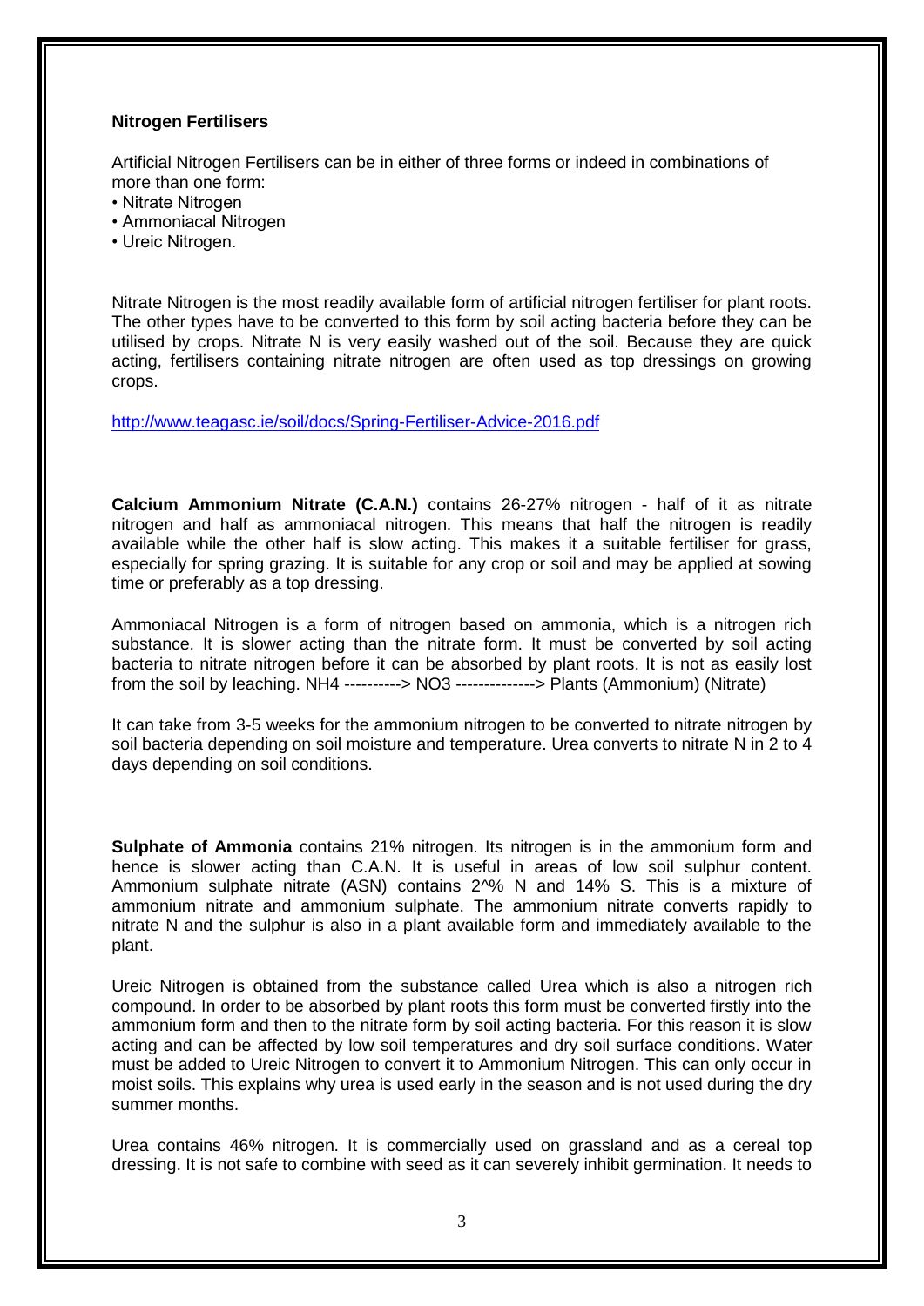**Nitrogen Fertilisers**

Artificial Nitrogen Fertilisers can be in either of three forms or indeed in combinations of more than one form:

- Nitrate Nitrogen
- Ammoniacal Nitrogen
- Ureic Nitrogen.

Nitrate Nitrogen is the most readily available form of artificial nitrogen fertiliser for plant roots. The other types have to be converted to this form by soil acting bacteria before they can be utilised by crops. Nitrate N is very easily washed out of the soil. Because they are quick acting, fertilisers containing nitrate nitrogen are often used as top dressings on growing crops.

http://www.teagasc.ie/soil/docs/Spring-Fertiliser-Advice-2016.pdf

**Calcium Ammonium Nitrate (C.A.N.)** contains 26-27% nitrogen - half of it as nitrate nitrogen and half as ammoniacal nitrogen. This means that half the nitrogen is readily available while the other half is slow acting. This makes it a suitable fertiliser for grass, especially for spring grazing. It is suitable for any crop or soil and may be applied at sowing time or preferably as a top dressing.

Ammoniacal Nitrogen is a form of nitrogen based on ammonia, which is a nitrogen rich substance. It is slower acting than the nitrate form. It must be converted by soil acting bacteria to nitrate nitrogen before it can be absorbed by plant roots. It is not as easily lost from the soil by leaching. $NH_4$ ----------> $NO_3$ --------------> Plants (Ammonium) (Nitrate)

It can take from 3-5 weeks for the ammonium nitrogen to be converted to nitrate nitrogen by soil bacteria depending on soil moisture and temperature. Urea converts to nitrate N in 2 to 4 days depending on soil conditions.

**Sulphate of Ammonia** contains 21% nitrogen. Its nitrogen is in the ammonium form and hence is slower acting than C.A.N. It is useful in areas of low soil sulphur content. Ammonium sulphate nitrate (ASN) contains 2^% N and 14% S. This is a mixture of ammonium nitrate and ammonium sulphate. The ammonium nitrate converts rapidly to nitrate N and the sulphur is also in a plant available form and immediately available to the plant.

Ureic Nitrogen is obtained from the substance called Urea which is also a nitrogen rich compound. In order to be absorbed by plant roots this form must be converted firstly into the ammonium form and then to the nitrate form by soil acting bacteria. For this reason it is slow acting and can be affected by low soil temperatures and dry soil surface conditions. Water must be added to Ureic Nitrogen to convert it to Ammonium Nitrogen. This can only occur in moist soils. This explains why urea is used early in the season and is not used during the dry summer months.

Urea contains 46% nitrogen. It is commercially used on grassland and as a cereal top dressing. It is not safe to combine with seed as it can severely inhibit germination. It needs to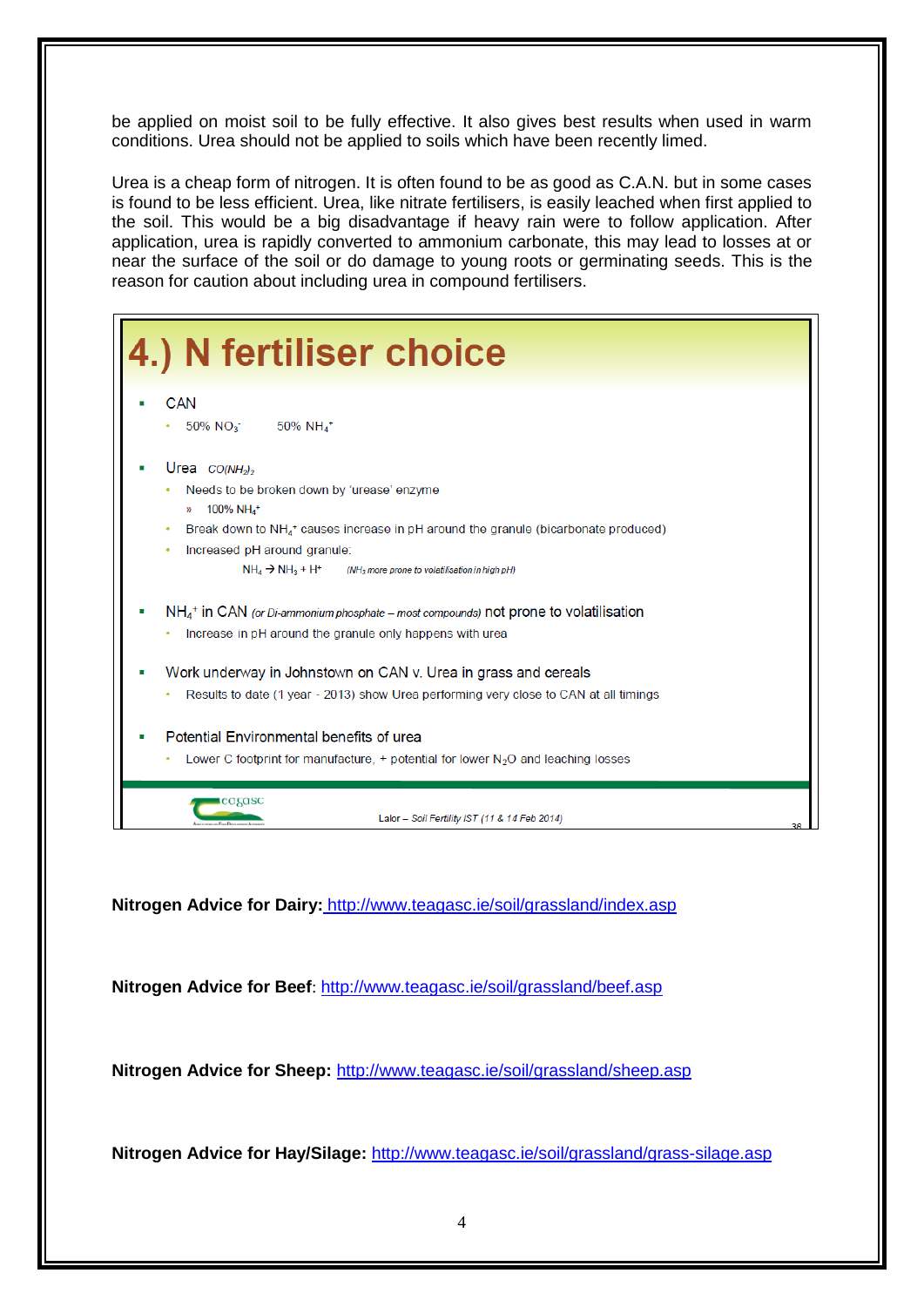be applied on moist soil to be fully effective. It also gives best results when used in warm conditions. Urea should not be applied to soils which have been recently limed.

Urea is a cheap form of nitrogen. It is often found to be as good as C.A.N. but in some cases is found to be less efficient. Urea, like nitrate fertilisers, is easily leached when first applied to the soil. This would be a big disadvantage if heavy rain were to follow application. After application, urea is rapidly converted to ammonium carbonate, this may lead to losses at or near the surface of the soil or do damage to young roots or germinating seeds. This is the reason for caution about including urea in compound fertilisers.

## 4.) N fertiliser choice

- CAN
  - 50% $NO_3^-$ 50% $NH_4^+$
- Urea *$CO(NH_2)_2$*
  - Needs to be broken down by 'urease' enzyme
    - » 100% $NH_4^+$
  - Break down to $NH_4^+$ causes increase in pH around the granule (bicarbonate produced)
  - Increased pH around granule:
    - $NH_4 \rightarrow NH_3 + H^+$ *($NH_3$ more prone to volatilisation in high pH)*
- $NH_4^+$ in CAN *(or Di-ammonium phosphate – most compounds)* not prone to volatilisation
  - Increase in pH around the granule only happens with urea
- Work underway in Johnstown on CAN v. Urea in grass and cereals
  - Results to date (1 year - 2013) show Urea performing very close to CAN at all timings
- Potential Environmental benefits of urea
  - Lower C footprint for manufacture, + potential for lower $N_2O$ and leaching losses

teagasc

Lalor – *Soil Fertility IST (11 & 14 Feb 2014)*

**Nitrogen Advice for Dairy:** http://www.teagasc.ie/soil/grassland/index.asp

**Nitrogen Advice for Beef**: http://www.teagasc.ie/soil/grassland/beef.asp

**Nitrogen Advice for Sheep:** http://www.teagasc.ie/soil/grassland/sheep.asp

**Nitrogen Advice for Hay/Silage:** http://www.teagasc.ie/soil/grassland/grass-silage.asp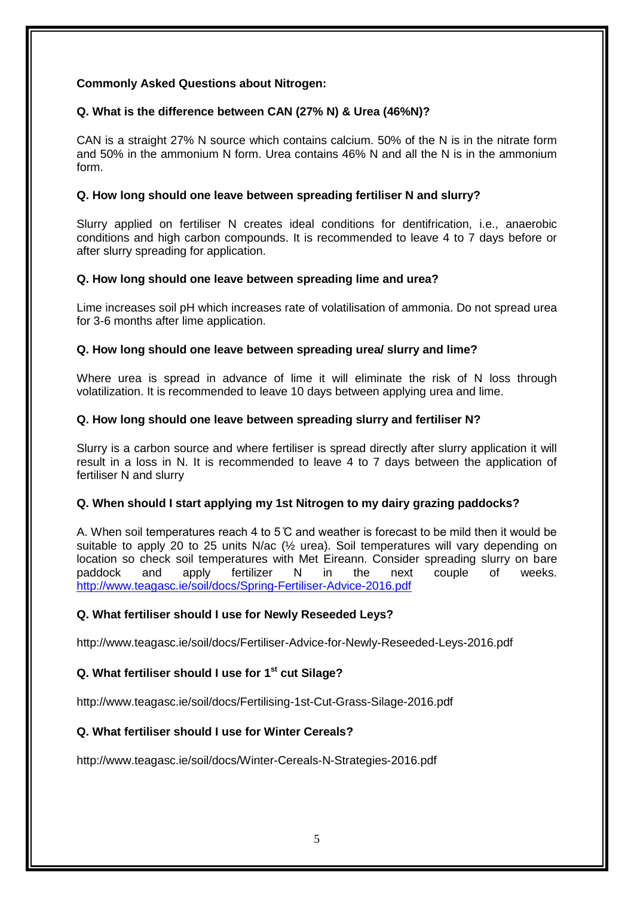**Commonly Asked Questions about Nitrogen:**

**Q. What is the difference between CAN (27% N) & Urea (46%N)?**

CAN is a straight 27% N source which contains calcium. 50% of the N is in the nitrate form and 50% in the ammonium N form. Urea contains 46% N and all the N is in the ammonium form.

**Q. How long should one leave between spreading fertiliser N and slurry?**

Slurry applied on fertiliser N creates ideal conditions for dentifrication, i.e., anaerobic conditions and high carbon compounds. It is recommended to leave 4 to 7 days before or after slurry spreading for application.

**Q. How long should one leave between spreading lime and urea?**

Lime increases soil pH which increases rate of volatilisation of ammonia. Do not spread urea for 3-6 months after lime application.

**Q. How long should one leave between spreading urea/ slurry and lime?**

Where urea is spread in advance of lime it will eliminate the risk of N loss through volatilization. It is recommended to leave 10 days between applying urea and lime.

**Q. How long should one leave between spreading slurry and fertiliser N?**

Slurry is a carbon source and where fertiliser is spread directly after slurry application it will result in a loss in N. It is recommended to leave 4 to 7 days between the application of fertiliser N and slurry

**Q. When should I start applying my 1st Nitrogen to my dairy grazing paddocks?**

A. When soil temperatures reach 4 to 5℃ and weather is forecast to be mild then it would be suitable to apply 20 to 25 units N/ac (½ urea). Soil temperatures will vary depending on location so check soil temperatures with Met Eireann. Consider spreading slurry on bare paddock and apply fertilizer N in the next couple of weeks. http://www.teagasc.ie/soil/docs/Spring-Fertiliser-Advice-2016.pdf

**Q. What fertiliser should I use for Newly Reseeded Leys?**

http://www.teagasc.ie/soil/docs/Fertiliser-Advice-for-Newly-Reseeded-Leys-2016.pdf

**Q. What fertiliser should I use for 1st cut Silage?**

http://www.teagasc.ie/soil/docs/Fertilising-1st-Cut-Grass-Silage-2016.pdf

**Q. What fertiliser should I use for Winter Cereals?**

http://www.teagasc.ie/soil/docs/Winter-Cereals-N-Strategies-2016.pdf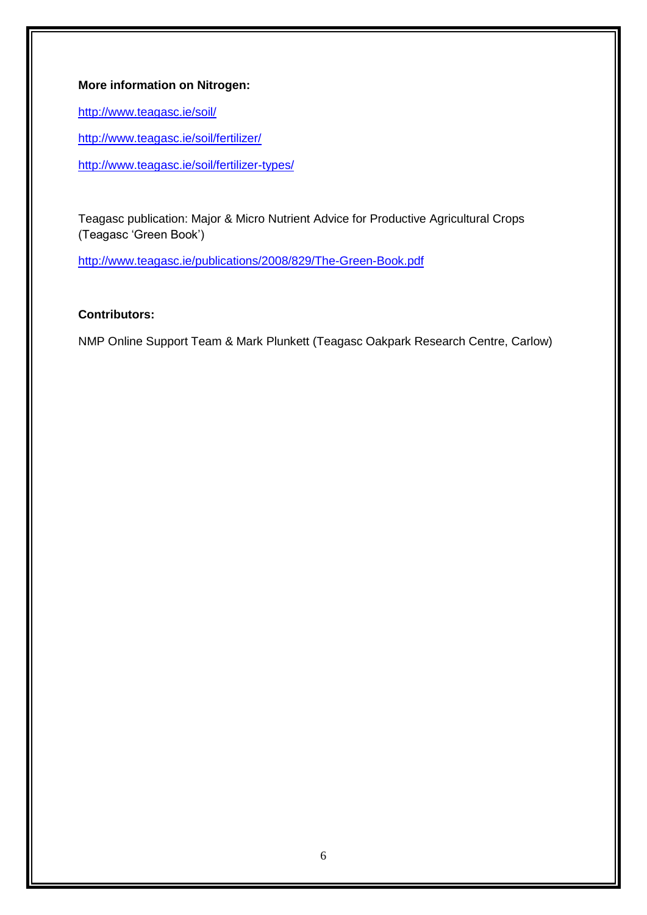**More information on Nitrogen:**

http://www.teagasc.ie/soil/

http://www.teagasc.ie/soil/fertilizer/

http://www.teagasc.ie/soil/fertilizer-types/

Teagasc publication: Major & Micro Nutrient Advice for Productive Agricultural Crops (Teagasc 'Green Book')

http://www.teagasc.ie/publications/2008/829/The-Green-Book.pdf

**Contributors:**

NMP Online Support Team & Mark Plunkett (Teagasc Oakpark Research Centre, Carlow)